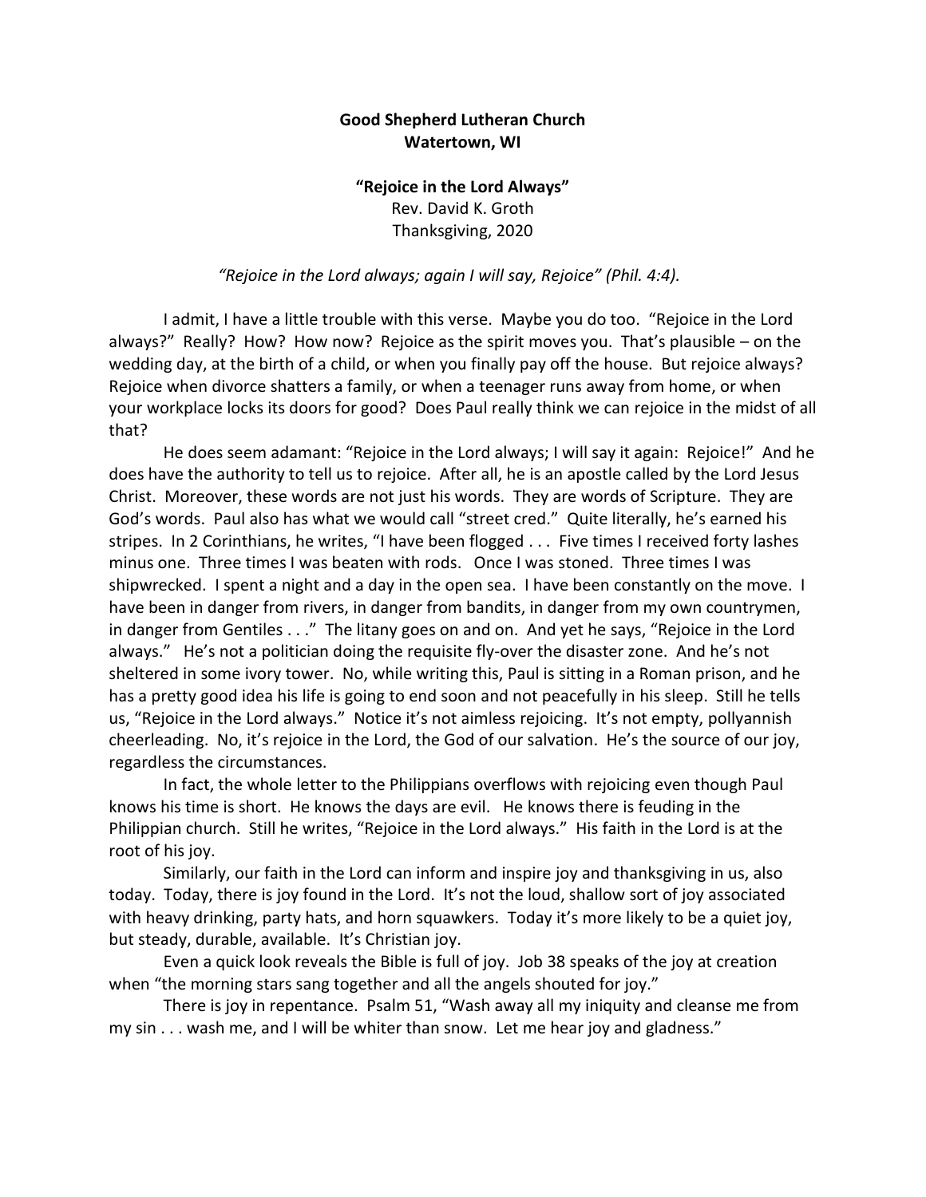**Good Shepherd Lutheran Church**
**Watertown, WI**

**"Rejoice in the Lord Always"**
Rev. David K. Groth
Thanksgiving, 2020

*"Rejoice in the Lord always; again I will say, Rejoice" (Phil. 4:4).*

I admit, I have a little trouble with this verse. Maybe you do too. "Rejoice in the Lord always?" Really? How? How now? Rejoice as the spirit moves you. That's plausible – on the wedding day, at the birth of a child, or when you finally pay off the house. But rejoice always? Rejoice when divorce shatters a family, or when a teenager runs away from home, or when your workplace locks its doors for good? Does Paul really think we can rejoice in the midst of all that?

He does seem adamant: "Rejoice in the Lord always; I will say it again: Rejoice!" And he does have the authority to tell us to rejoice. After all, he is an apostle called by the Lord Jesus Christ. Moreover, these words are not just his words. They are words of Scripture. They are God's words. Paul also has what we would call "street cred." Quite literally, he's earned his stripes. In 2 Corinthians, he writes, "I have been flogged . . . Five times I received forty lashes minus one. Three times I was beaten with rods. Once I was stoned. Three times I was shipwrecked. I spent a night and a day in the open sea. I have been constantly on the move. I have been in danger from rivers, in danger from bandits, in danger from my own countrymen, in danger from Gentiles . . ." The litany goes on and on. And yet he says, "Rejoice in the Lord always." He's not a politician doing the requisite fly-over the disaster zone. And he's not sheltered in some ivory tower. No, while writing this, Paul is sitting in a Roman prison, and he has a pretty good idea his life is going to end soon and not peacefully in his sleep. Still he tells us, "Rejoice in the Lord always." Notice it's not aimless rejoicing. It's not empty, pollyannish cheerleading. No, it's rejoice in the Lord, the God of our salvation. He's the source of our joy, regardless the circumstances.

In fact, the whole letter to the Philippians overflows with rejoicing even though Paul knows his time is short. He knows the days are evil. He knows there is feuding in the Philippian church. Still he writes, "Rejoice in the Lord always." His faith in the Lord is at the root of his joy.

Similarly, our faith in the Lord can inform and inspire joy and thanksgiving in us, also today. Today, there is joy found in the Lord. It's not the loud, shallow sort of joy associated with heavy drinking, party hats, and horn squawkers. Today it's more likely to be a quiet joy, but steady, durable, available. It's Christian joy.

Even a quick look reveals the Bible is full of joy. Job 38 speaks of the joy at creation when "the morning stars sang together and all the angels shouted for joy."

There is joy in repentance. Psalm 51, "Wash away all my iniquity and cleanse me from my sin . . . wash me, and I will be whiter than snow. Let me hear joy and gladness."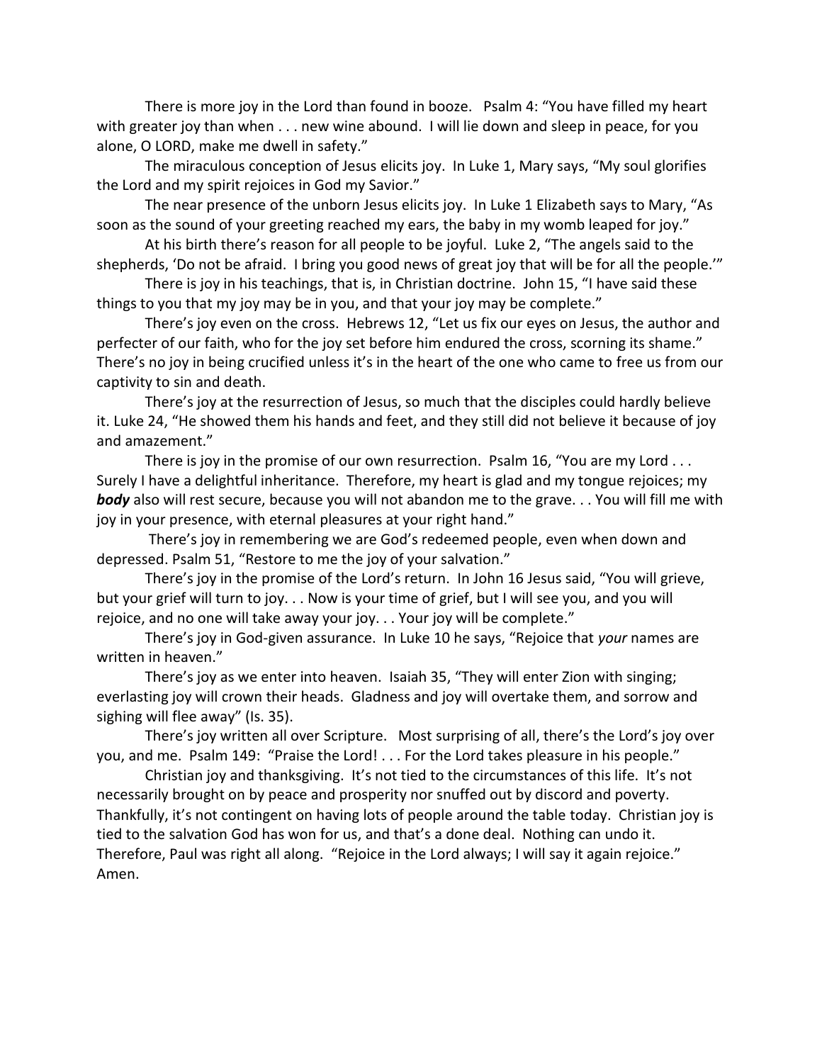There is more joy in the Lord than found in booze. Psalm 4: "You have filled my heart with greater joy than when . . . new wine abound. I will lie down and sleep in peace, for you alone, O LORD, make me dwell in safety."

The miraculous conception of Jesus elicits joy. In Luke 1, Mary says, "My soul glorifies the Lord and my spirit rejoices in God my Savior."

The near presence of the unborn Jesus elicits joy. In Luke 1 Elizabeth says to Mary, "As soon as the sound of your greeting reached my ears, the baby in my womb leaped for joy."

At his birth there's reason for all people to be joyful. Luke 2, "The angels said to the shepherds, 'Do not be afraid. I bring you good news of great joy that will be for all the people.'"

There is joy in his teachings, that is, in Christian doctrine. John 15, "I have said these things to you that my joy may be in you, and that your joy may be complete."

There's joy even on the cross. Hebrews 12, "Let us fix our eyes on Jesus, the author and perfecter of our faith, who for the joy set before him endured the cross, scorning its shame." There's no joy in being crucified unless it's in the heart of the one who came to free us from our captivity to sin and death.

There's joy at the resurrection of Jesus, so much that the disciples could hardly believe it. Luke 24, "He showed them his hands and feet, and they still did not believe it because of joy and amazement."

There is joy in the promise of our own resurrection. Psalm 16, "You are my Lord . . . Surely I have a delightful inheritance. Therefore, my heart is glad and my tongue rejoices; my ***body*** also will rest secure, because you will not abandon me to the grave. . . You will fill me with joy in your presence, with eternal pleasures at your right hand."

There's joy in remembering we are God's redeemed people, even when down and depressed. Psalm 51, "Restore to me the joy of your salvation."

There's joy in the promise of the Lord's return. In John 16 Jesus said, "You will grieve, but your grief will turn to joy. . . Now is your time of grief, but I will see you, and you will rejoice, and no one will take away your joy. . . Your joy will be complete."

There's joy in God-given assurance. In Luke 10 he says, "Rejoice that *your* names are written in heaven."

There's joy as we enter into heaven. Isaiah 35, "They will enter Zion with singing; everlasting joy will crown their heads. Gladness and joy will overtake them, and sorrow and sighing will flee away" (Is. 35).

There's joy written all over Scripture. Most surprising of all, there's the Lord's joy over you, and me. Psalm 149: "Praise the Lord! . . . For the Lord takes pleasure in his people."

Christian joy and thanksgiving. It's not tied to the circumstances of this life. It's not necessarily brought on by peace and prosperity nor snuffed out by discord and poverty. Thankfully, it's not contingent on having lots of people around the table today. Christian joy is tied to the salvation God has won for us, and that's a done deal. Nothing can undo it. Therefore, Paul was right all along. "Rejoice in the Lord always; I will say it again rejoice." Amen.